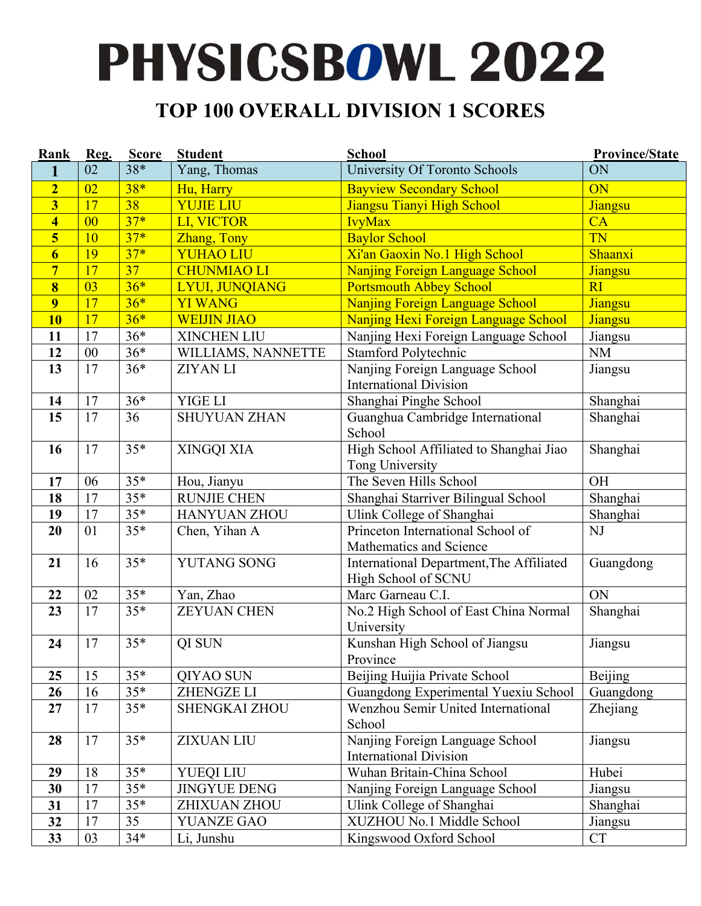# PHYSICSBOWL 2022

## TOP 100 OVERALL DIVISION 1 SCORES

| Rank | Reg. | Score | Student | School | Province/State |
|---|---|---|---|---|---|
| **1** | 02 | 38* | Yang, Thomas | University Of Toronto Schools | ON |
| **2** | 02 | 38* | Hu, Harry | Bayview Secondary School | ON |
| **3** | 17 | 38 | YUJIE LIU | Jiangsu Tianyi High School | Jiangsu |
| **4** | 00 | 37* | LI, VICTOR | IvyMax | CA |
| **5** | 10 | 37* | Zhang, Tony | Baylor School | TN |
| **6** | 19 | 37* | YUHAO LIU | Xi'an Gaoxin No.1 High School | Shaanxi |
| **7** | 17 | 37 | CHUNMIAO LI | Nanjing Foreign Language School | Jiangsu |
| **8** | 03 | 36* | LYUI, JUNQIANG | Portsmouth Abbey School | RI |
| **9** | 17 | 36* | YI WANG | Nanjing Foreign Language School | Jiangsu |
| **10** | 17 | 36* | WEIJIN JIAO | Nanjing Hexi Foreign Language School | Jiangsu |
| **11** | 17 | 36* | XINCHEN LIU | Nanjing Hexi Foreign Language School | Jiangsu |
| **12** | 00 | 36* | WILLIAMS, NANNETTE | Stamford Polytechnic | NM |
| **13** | 17 | 36* | ZIYAN LI | Nanjing Foreign Language School International Division | Jiangsu |
| **14** | 17 | 36* | YIGE LI | Shanghai Pinghe School | Shanghai |
| **15** | 17 | 36 | SHUYUAN ZHAN | Guanghua Cambridge International School | Shanghai |
| **16** | 17 | 35* | XINGQI XIA | High School Affiliated to Shanghai Jiao Tong University | Shanghai |
| **17** | 06 | 35* | Hou, Jianyu | The Seven Hills School | OH |
| **18** | 17 | 35* | RUNJIE CHEN | Shanghai Starriver Bilingual School | Shanghai |
| **19** | 17 | 35* | HANYUAN ZHOU | Ulink College of Shanghai | Shanghai |
| **20** | 01 | 35* | Chen, Yihan A | Princeton International School of Mathematics and Science | NJ |
| **21** | 16 | 35* | YUTANG SONG | International Department,The Affiliated High School of SCNU | Guangdong |
| **22** | 02 | 35* | Yan, Zhao | Marc Garneau C.I. | ON |
| **23** | 17 | 35* | ZEYUAN CHEN | No.2 High School of East China Normal University | Shanghai |
| **24** | 17 | 35* | QI SUN | Kunshan High School of Jiangsu Province | Jiangsu |
| **25** | 15 | 35* | QIYAO SUN | Beijing Huijia Private School | Beijing |
| **26** | 16 | 35* | ZHENGZE LI | Guangdong Experimental Yuexiu School | Guangdong |
| **27** | 17 | 35* | SHENGKAI ZHOU | Wenzhou Semir United International School | Zhejiang |
| **28** | 17 | 35* | ZIXUAN LIU | Nanjing Foreign Language School International Division | Jiangsu |
| **29** | 18 | 35* | YUEQI LIU | Wuhan Britain-China School | Hubei |
| **30** | 17 | 35* | JINGYUE DENG | Nanjing Foreign Language School | Jiangsu |
| **31** | 17 | 35* | ZHIXUAN ZHOU | Ulink College of Shanghai | Shanghai |
| **32** | 17 | 35 | YUANZE GAO | XUZHOU No.1 Middle School | Jiangsu |
| **33** | 03 | 34* | Li, Junshu | Kingswood Oxford School | CT |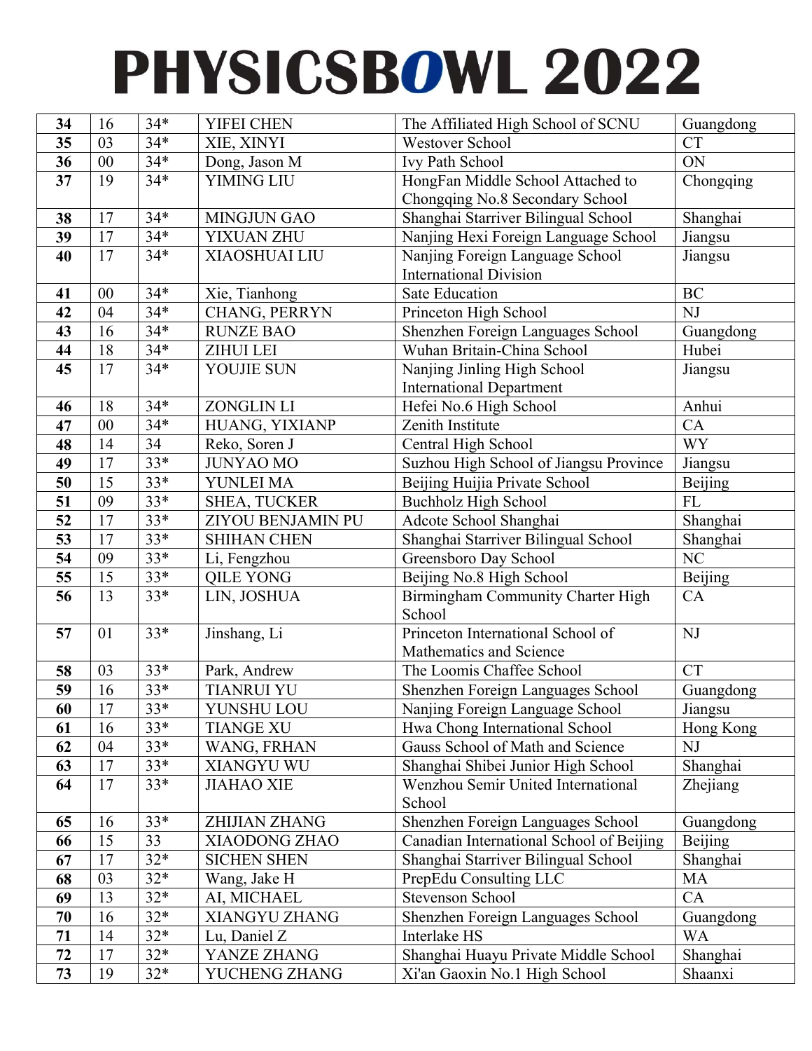# PHYSICSBOWL 2022

| | | | | | |
|---|---|---|---|---|---|
| **34** | 16 | 34* | YIFEI CHEN | The Affiliated High School of SCNU | Guangdong |
| **35** | 03 | 34* | XIE, XINYI | Westover School | CT |
| **36** | 00 | 34* | Dong, Jason M | Ivy Path School | ON |
| **37** | 19 | 34* | YIMING LIU | HongFan Middle School Attached to Chongqing No.8 Secondary School | Chongqing |
| **38** | 17 | 34* | MINGJUN GAO | Shanghai Starriver Bilingual School | Shanghai |
| **39** | 17 | 34* | YIXUAN ZHU | Nanjing Hexi Foreign Language School | Jiangsu |
| **40** | 17 | 34* | XIAOSHUAI LIU | Nanjing Foreign Language School International Division | Jiangsu |
| **41** | 00 | 34* | Xie, Tianhong | Sate Education | BC |
| **42** | 04 | 34* | CHANG, PERRYN | Princeton High School | NJ |
| **43** | 16 | 34* | RUNZE BAO | Shenzhen Foreign Languages School | Guangdong |
| **44** | 18 | 34* | ZIHUI LEI | Wuhan Britain-China School | Hubei |
| **45** | 17 | 34* | YOUJIE SUN | Nanjing Jinling High School International Department | Jiangsu |
| **46** | 18 | 34* | ZONGLIN LI | Hefei No.6 High School | Anhui |
| **47** | 00 | 34* | HUANG, YIXIANP | Zenith Institute | CA |
| **48** | 14 | 34 | Reko, Soren J | Central High School | WY |
| **49** | 17 | 33* | JUNYAO MO | Suzhou High School of Jiangsu Province | Jiangsu |
| **50** | 15 | 33* | YUNLEI MA | Beijing Huijia Private School | Beijing |
| **51** | 09 | 33* | SHEA, TUCKER | Buchholz High School | FL |
| **52** | 17 | 33* | ZIYOU BENJAMIN PU | Adcote School Shanghai | Shanghai |
| **53** | 17 | 33* | SHIHAN CHEN | Shanghai Starriver Bilingual School | Shanghai |
| **54** | 09 | 33* | Li, Fengzhou | Greensboro Day School | NC |
| **55** | 15 | 33* | QILE YONG | Beijing No.8 High School | Beijing |
| **56** | 13 | 33* | LIN, JOSHUA | Birmingham Community Charter High School | CA |
| **57** | 01 | 33* | Jinshang, Li | Princeton International School of Mathematics and Science | NJ |
| **58** | 03 | 33* | Park, Andrew | The Loomis Chaffee School | CT |
| **59** | 16 | 33* | TIANRUI YU | Shenzhen Foreign Languages School | Guangdong |
| **60** | 17 | 33* | YUNSHU LOU | Nanjing Foreign Language School | Jiangsu |
| **61** | 16 | 33* | TIANGE XU | Hwa Chong International School | Hong Kong |
| **62** | 04 | 33* | WANG, FRHAN | Gauss School of Math and Science | NJ |
| **63** | 17 | 33* | XIANGYU WU | Shanghai Shibei Junior High School | Shanghai |
| **64** | 17 | 33* | JIAHAO XIE | Wenzhou Semir United International School | Zhejiang |
| **65** | 16 | 33* | ZHIJIAN ZHANG | Shenzhen Foreign Languages School | Guangdong |
| **66** | 15 | 33 | XIAODONG ZHAO | Canadian International School of Beijing | Beijing |
| **67** | 17 | 32* | SICHEN SHEN | Shanghai Starriver Bilingual School | Shanghai |
| **68** | 03 | 32* | Wang, Jake H | PrepEdu Consulting LLC | MA |
| **69** | 13 | 32* | AI, MICHAEL | Stevenson School | CA |
| **70** | 16 | 32* | XIANGYU ZHANG | Shenzhen Foreign Languages School | Guangdong |
| **71** | 14 | 32* | Lu, Daniel Z | Interlake HS | WA |
| **72** | 17 | 32* | YANZE ZHANG | Shanghai Huayu Private Middle School | Shanghai |
| **73** | 19 | 32* | YUCHENG ZHANG | Xi'an Gaoxin No.1 High School | Shaanxi |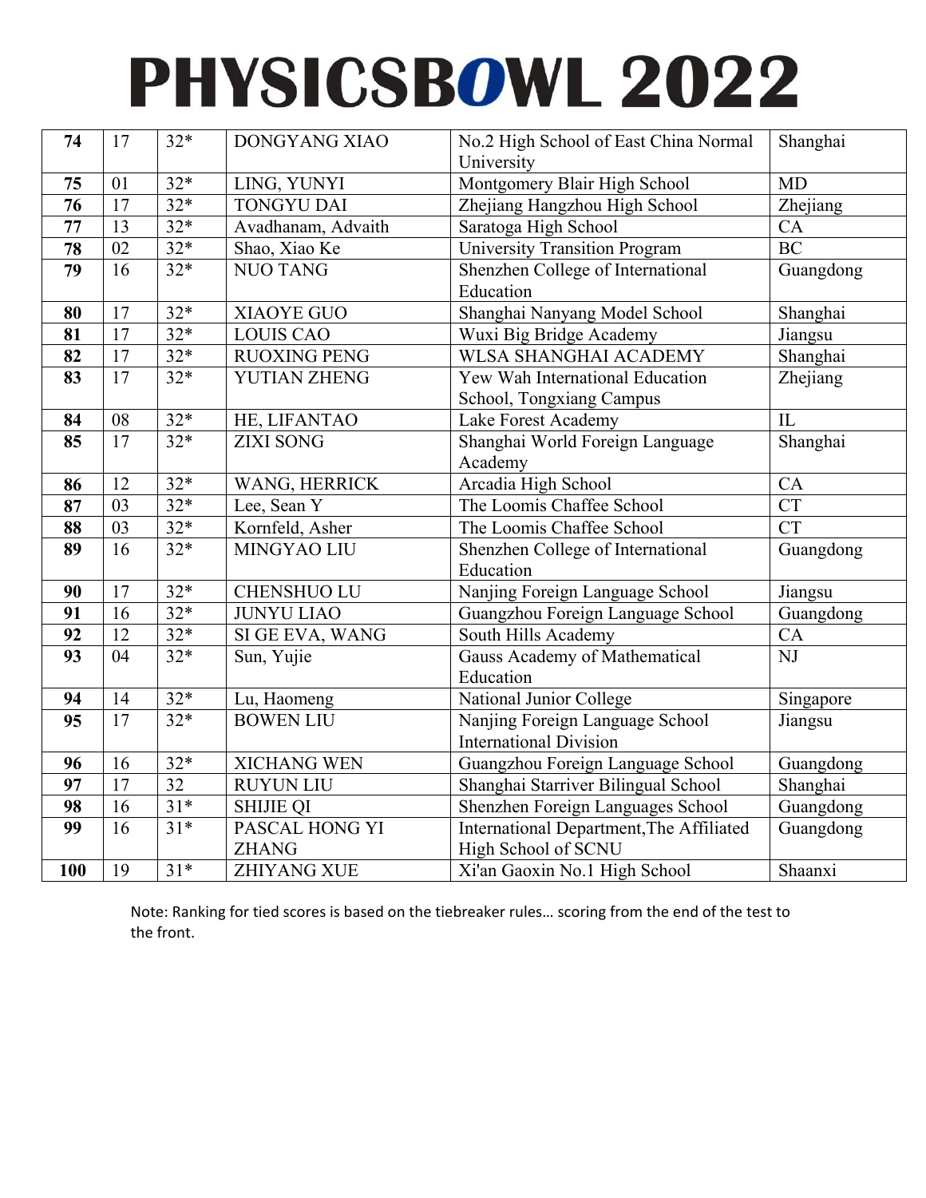# PHYSICSBOWL 2022

| | | | | | |
|---|---|---|---|---|---|
| **74** | 17 | 32* | DONGYANG XIAO | No.2 High School of East China Normal University | Shanghai |
| **75** | 01 | 32* | LING, YUNYI | Montgomery Blair High School | MD |
| **76** | 17 | 32* | TONGYU DAI | Zhejiang Hangzhou High School | Zhejiang |
| **77** | 13 | 32* | Avadhanam, Advaith | Saratoga High School | CA |
| **78** | 02 | 32* | Shao, Xiao Ke | University Transition Program | BC |
| **79** | 16 | 32* | NUO TANG | Shenzhen College of International Education | Guangdong |
| **80** | 17 | 32* | XIAOYE GUO | Shanghai Nanyang Model School | Shanghai |
| **81** | 17 | 32* | LOUIS CAO | Wuxi Big Bridge Academy | Jiangsu |
| **82** | 17 | 32* | RUOXING PENG | WLSA SHANGHAI ACADEMY | Shanghai |
| **83** | 17 | 32* | YUTIAN ZHENG | Yew Wah International Education School, Tongxiang Campus | Zhejiang |
| **84** | 08 | 32* | HE, LIFANTAO | Lake Forest Academy | IL |
| **85** | 17 | 32* | ZIXI SONG | Shanghai World Foreign Language Academy | Shanghai |
| **86** | 12 | 32* | WANG, HERRICK | Arcadia High School | CA |
| **87** | 03 | 32* | Lee, Sean Y | The Loomis Chaffee School | CT |
| **88** | 03 | 32* | Kornfeld, Asher | The Loomis Chaffee School | CT |
| **89** | 16 | 32* | MINGYAO LIU | Shenzhen College of International Education | Guangdong |
| **90** | 17 | 32* | CHENSHUO LU | Nanjing Foreign Language School | Jiangsu |
| **91** | 16 | 32* | JUNYU LIAO | Guangzhou Foreign Language School | Guangdong |
| **92** | 12 | 32* | SI GE EVA, WANG | South Hills Academy | CA |
| **93** | 04 | 32* | Sun, Yujie | Gauss Academy of Mathematical Education | NJ |
| **94** | 14 | 32* | Lu, Haomeng | National Junior College | Singapore |
| **95** | 17 | 32* | BOWEN LIU | Nanjing Foreign Language School International Division | Jiangsu |
| **96** | 16 | 32* | XICHANG WEN | Guangzhou Foreign Language School | Guangdong |
| **97** | 17 | 32 | RUYUN LIU | Shanghai Starriver Bilingual School | Shanghai |
| **98** | 16 | 31* | SHIJIE QI | Shenzhen Foreign Languages School | Guangdong |
| **99** | 16 | 31* | PASCAL HONG YI ZHANG | International Department,The Affiliated High School of SCNU | Guangdong |
| **100** | 19 | 31* | ZHIYANG XUE | Xi'an Gaoxin No.1 High School | Shaanxi |

Note: Ranking for tied scores is based on the tiebreaker rules… scoring from the end of the test to the front.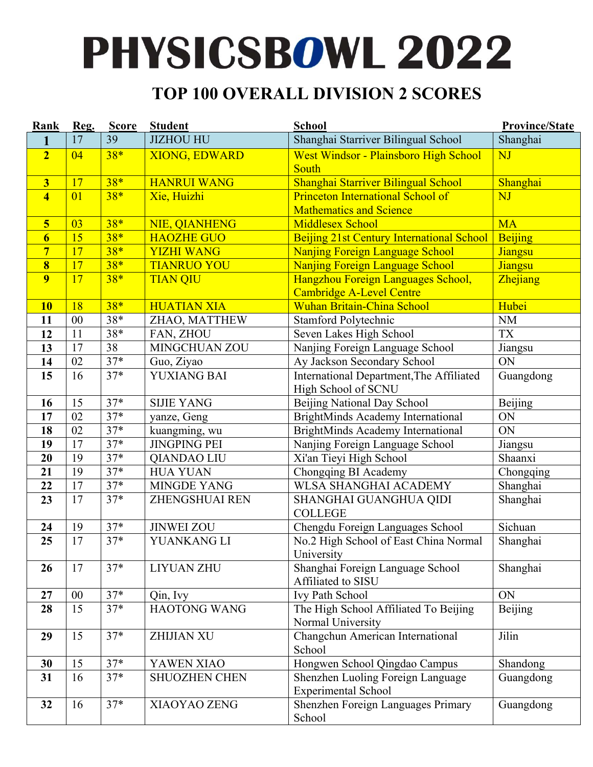# PHYSICSBOWL 2022

## TOP 100 OVERALL DIVISION 2 SCORES

| Rank | Reg. | Score | Student | School | Province/State |
|---|---|---|---|---|---|
| **1** | 17 | 39 | JIZHOU HU | Shanghai Starriver Bilingual School | Shanghai |
| **2** | 04 | 38* | XIONG, EDWARD | West Windsor - Plainsboro High School South | NJ |
| **3** | 17 | 38* | HANRUI WANG | Shanghai Starriver Bilingual School | Shanghai |
| **4** | 01 | 38* | Xie, Huizhi | Princeton International School of Mathematics and Science | NJ |
| **5** | 03 | 38* | NIE, QIANHENG | Middlesex School | MA |
| **6** | 15 | 38* | HAOZHE GUO | Beijing 21st Century International School | Beijing |
| **7** | 17 | 38* | YIZHI WANG | Nanjing Foreign Language School | Jiangsu |
| **8** | 17 | 38* | TIANRUO YOU | Nanjing Foreign Language School | Jiangsu |
| **9** | 17 | 38* | TIAN QIU | Hangzhou Foreign Languages School, Cambridge A-Level Centre | Zhejiang |
| **10** | 18 | 38* | HUATIAN XIA | Wuhan Britain-China School | Hubei |
| **11** | 00 | 38* | ZHAO, MATTHEW | Stamford Polytechnic | NM |
| **12** | 11 | 38* | FAN, ZHOU | Seven Lakes High School | TX |
| **13** | 17 | 38 | MINGCHUAN ZOU | Nanjing Foreign Language School | Jiangsu |
| **14** | 02 | 37* | Guo, Ziyao | Ay Jackson Secondary School | ON |
| **15** | 16 | 37* | YUXIANG BAI | International Department,The Affiliated High School of SCNU | Guangdong |
| **16** | 15 | 37* | SIJIE YANG | Beijing National Day School | Beijing |
| **17** | 02 | 37* | yanze, Geng | BrightMinds Academy International | ON |
| **18** | 02 | 37* | kuangming, wu | BrightMinds Academy International | ON |
| **19** | 17 | 37* | JINGPING PEI | Nanjing Foreign Language School | Jiangsu |
| **20** | 19 | 37* | QIANDAO LIU | Xi'an Tieyi High School | Shaanxi |
| **21** | 19 | 37* | HUA YUAN | Chongqing BI Academy | Chongqing |
| **22** | 17 | 37* | MINGDE YANG | WLSA SHANGHAI ACADEMY | Shanghai |
| **23** | 17 | 37* | ZHENGSHUAI REN | SHANGHAI GUANGHUA QIDI COLLEGE | Shanghai |
| **24** | 19 | 37* | JINWEI ZOU | Chengdu Foreign Languages School | Sichuan |
| **25** | 17 | 37* | YUANKANG LI | No.2 High School of East China Normal University | Shanghai |
| **26** | 17 | 37* | LIYUAN ZHU | Shanghai Foreign Language School Affiliated to SISU | Shanghai |
| **27** | 00 | 37* | Qin, Ivy | Ivy Path School | ON |
| **28** | 15 | 37* | HAOTONG WANG | The High School Affiliated To Beijing Normal University | Beijing |
| **29** | 15 | 37* | ZHIJIAN XU | Changchun American International School | Jilin |
| **30** | 15 | 37* | YAWEN XIAO | Hongwen School Qingdao Campus | Shandong |
| **31** | 16 | 37* | SHUOZHEN CHEN | Shenzhen Luoling Foreign Language Experimental School | Guangdong |
| **32** | 16 | 37* | XIAOYAO ZENG | Shenzhen Foreign Languages Primary School | Guangdong |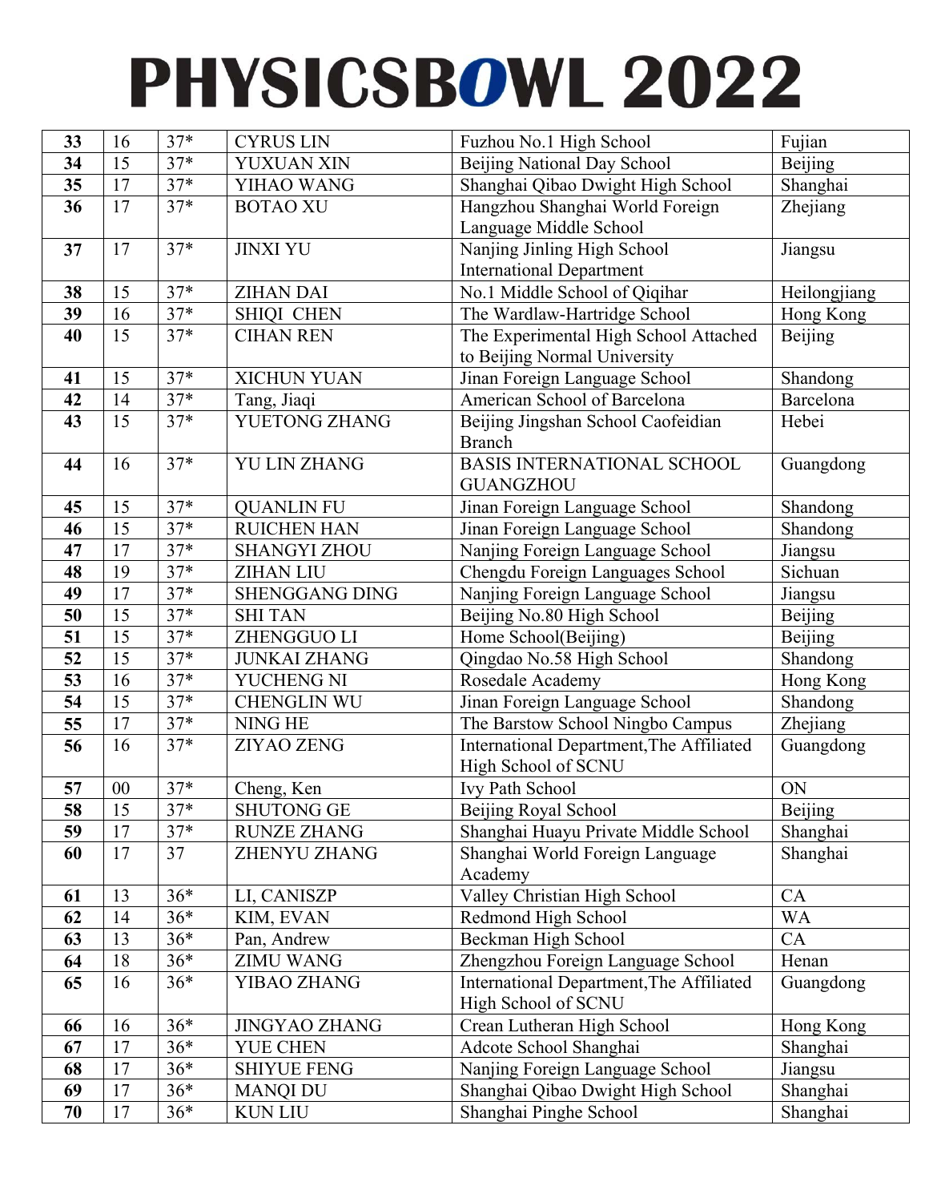# PHYSICSBOWL 2022

| | | | | | |
|---|---|---|---|---|---|
| **33** | 16 | 37* | CYRUS LIN | Fuzhou No.1 High School | Fujian |
| **34** | 15 | 37* | YUXUAN XIN | Beijing National Day School | Beijing |
| **35** | 17 | 37* | YIHAO WANG | Shanghai Qibao Dwight High School | Shanghai |
| **36** | 17 | 37* | BOTAO XU | Hangzhou Shanghai World Foreign Language Middle School | Zhejiang |
| **37** | 17 | 37* | JINXI YU | Nanjing Jinling High School International Department | Jiangsu |
| **38** | 15 | 37* | ZIHAN DAI | No.1 Middle School of Qiqihar | Heilongjiang |
| **39** | 16 | 37* | SHIQI CHEN | The Wardlaw-Hartridge School | Hong Kong |
| **40** | 15 | 37* | CIHAN REN | The Experimental High School Attached to Beijing Normal University | Beijing |
| **41** | 15 | 37* | XICHUN YUAN | Jinan Foreign Language School | Shandong |
| **42** | 14 | 37* | Tang, Jiaqi | American School of Barcelona | Barcelona |
| **43** | 15 | 37* | YUETONG ZHANG | Beijing Jingshan School Caofeidian Branch | Hebei |
| **44** | 16 | 37* | YU LIN ZHANG | BASIS INTERNATIONAL SCHOOL GUANGZHOU | Guangdong |
| **45** | 15 | 37* | QUANLIN FU | Jinan Foreign Language School | Shandong |
| **46** | 15 | 37* | RUICHEN HAN | Jinan Foreign Language School | Shandong |
| **47** | 17 | 37* | SHANGYI ZHOU | Nanjing Foreign Language School | Jiangsu |
| **48** | 19 | 37* | ZIHAN LIU | Chengdu Foreign Languages School | Sichuan |
| **49** | 17 | 37* | SHENGGANG DING | Nanjing Foreign Language School | Jiangsu |
| **50** | 15 | 37* | SHI TAN | Beijing No.80 High School | Beijing |
| **51** | 15 | 37* | ZHENGGUO LI | Home School(Beijing) | Beijing |
| **52** | 15 | 37* | JUNKAI ZHANG | Qingdao No.58 High School | Shandong |
| **53** | 16 | 37* | YUCHENG NI | Rosedale Academy | Hong Kong |
| **54** | 15 | 37* | CHENGLIN WU | Jinan Foreign Language School | Shandong |
| **55** | 17 | 37* | NING HE | The Barstow School Ningbo Campus | Zhejiang |
| **56** | 16 | 37* | ZIYAO ZENG | International Department,The Affiliated High School of SCNU | Guangdong |
| **57** | 00 | 37* | Cheng, Ken | Ivy Path School | ON |
| **58** | 15 | 37* | SHUTONG GE | Beijing Royal School | Beijing |
| **59** | 17 | 37* | RUNZE ZHANG | Shanghai Huayu Private Middle School | Shanghai |
| **60** | 17 | 37 | ZHENYU ZHANG | Shanghai World Foreign Language Academy | Shanghai |
| **61** | 13 | 36* | LI, CANISZP | Valley Christian High School | CA |
| **62** | 14 | 36* | KIM, EVAN | Redmond High School | WA |
| **63** | 13 | 36* | Pan, Andrew | Beckman High School | CA |
| **64** | 18 | 36* | ZIMU WANG | Zhengzhou Foreign Language School | Henan |
| **65** | 16 | 36* | YIBAO ZHANG | International Department,The Affiliated High School of SCNU | Guangdong |
| **66** | 16 | 36* | JINGYAO ZHANG | Crean Lutheran High School | Hong Kong |
| **67** | 17 | 36* | YUE CHEN | Adcote School Shanghai | Shanghai |
| **68** | 17 | 36* | SHIYUE FENG | Nanjing Foreign Language School | Jiangsu |
| **69** | 17 | 36* | MANQI DU | Shanghai Qibao Dwight High School | Shanghai |
| **70** | 17 | 36* | KUN LIU | Shanghai Pinghe School | Shanghai |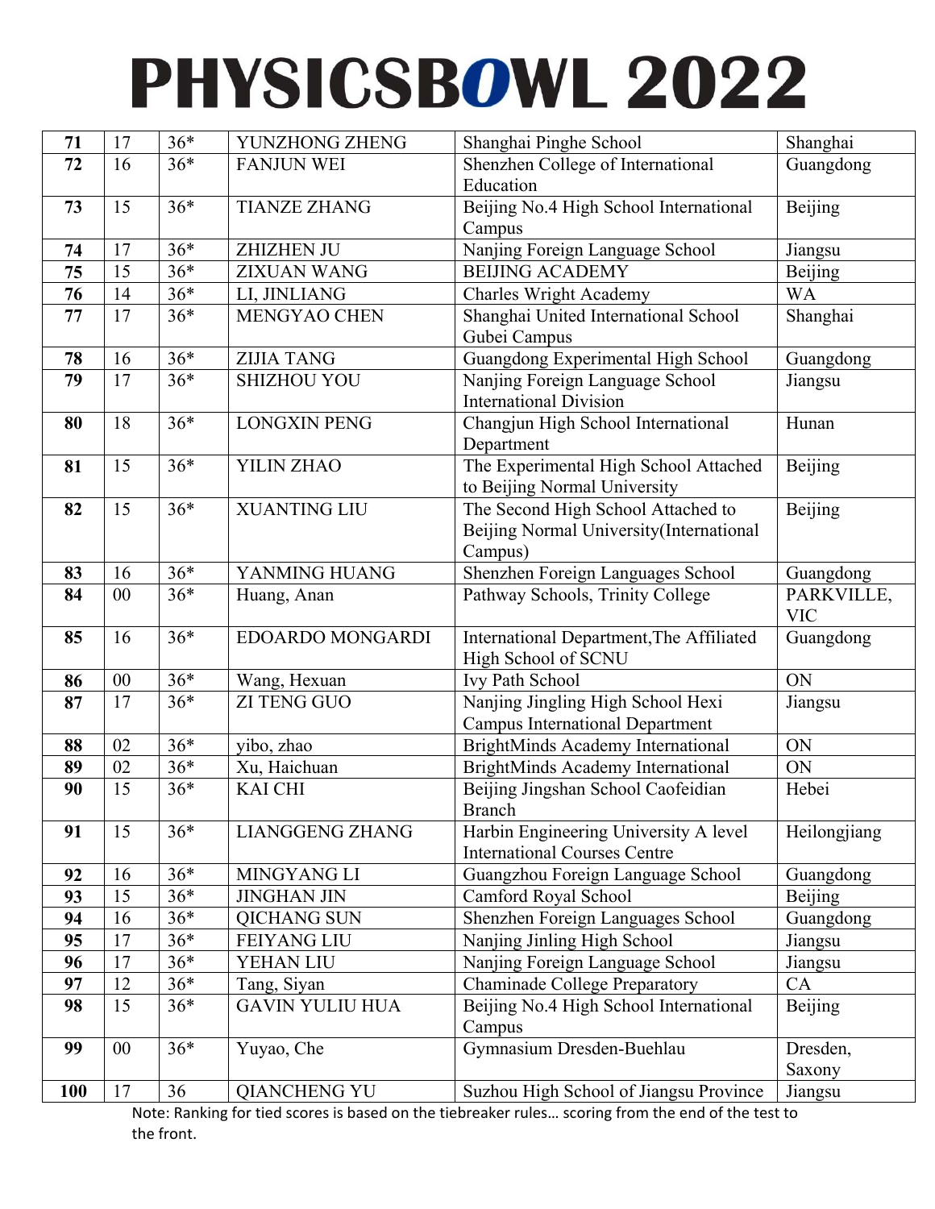# PHYSICSBOWL 2022

| 71 | 17 | 36* | YUNZHONG ZHENG | Shanghai Pinghe School | Shanghai |
|---|---|---|---|---|---|
| 72 | 16 | 36* | FANJUN WEI | Shenzhen College of International Education | Guangdong |
| 73 | 15 | 36* | TIANZE ZHANG | Beijing No.4 High School International Campus | Beijing |
| 74 | 17 | 36* | ZHIZHEN JU | Nanjing Foreign Language School | Jiangsu |
| 75 | 15 | 36* | ZIXUAN WANG | BEIJING ACADEMY | Beijing |
| 76 | 14 | 36* | LI, JINLIANG | Charles Wright Academy | WA |
| 77 | 17 | 36* | MENGYAO CHEN | Shanghai United International School Gubei Campus | Shanghai |
| 78 | 16 | 36* | ZIJIA TANG | Guangdong Experimental High School | Guangdong |
| 79 | 17 | 36* | SHIZHOU YOU | Nanjing Foreign Language School International Division | Jiangsu |
| 80 | 18 | 36* | LONGXIN PENG | Changjun High School International Department | Hunan |
| 81 | 15 | 36* | YILIN ZHAO | The Experimental High School Attached to Beijing Normal University | Beijing |
| 82 | 15 | 36* | XUANTING LIU | The Second High School Attached to Beijing Normal University(International Campus) | Beijing |
| 83 | 16 | 36* | YANMING HUANG | Shenzhen Foreign Languages School | Guangdong |
| 84 | 00 | 36* | Huang, Anan | Pathway Schools, Trinity College | PARKVILLE, VIC |
| 85 | 16 | 36* | EDOARDO MONGARDI | International Department,The Affiliated High School of SCNU | Guangdong |
| 86 | 00 | 36* | Wang, Hexuan | Ivy Path School | ON |
| 87 | 17 | 36* | ZI TENG GUO | Nanjing Jingling High School Hexi Campus International Department | Jiangsu |
| 88 | 02 | 36* | yibo, zhao | BrightMinds Academy International | ON |
| 89 | 02 | 36* | Xu, Haichuan | BrightMinds Academy International | ON |
| 90 | 15 | 36* | KAI CHI | Beijing Jingshan School Caofeidian Branch | Hebei |
| 91 | 15 | 36* | LIANGGENG ZHANG | Harbin Engineering University A level International Courses Centre | Heilongjiang |
| 92 | 16 | 36* | MINGYANG LI | Guangzhou Foreign Language School | Guangdong |
| 93 | 15 | 36* | JINGHAN JIN | Camford Royal School | Beijing |
| 94 | 16 | 36* | QICHANG SUN | Shenzhen Foreign Languages School | Guangdong |
| 95 | 17 | 36* | FEIYANG LIU | Nanjing Jinling High School | Jiangsu |
| 96 | 17 | 36* | YEHAN LIU | Nanjing Foreign Language School | Jiangsu |
| 97 | 12 | 36* | Tang, Siyan | Chaminade College Preparatory | CA |
| 98 | 15 | 36* | GAVIN YULIU HUA | Beijing No.4 High School International Campus | Beijing |
| 99 | 00 | 36* | Yuyao, Che | Gymnasium Dresden-Buehlau | Dresden, Saxony |
| 100 | 17 | 36 | QIANCHENG YU | Suzhou High School of Jiangsu Province | Jiangsu |

Note: Ranking for tied scores is based on the tiebreaker rules… scoring from the end of the test to the front.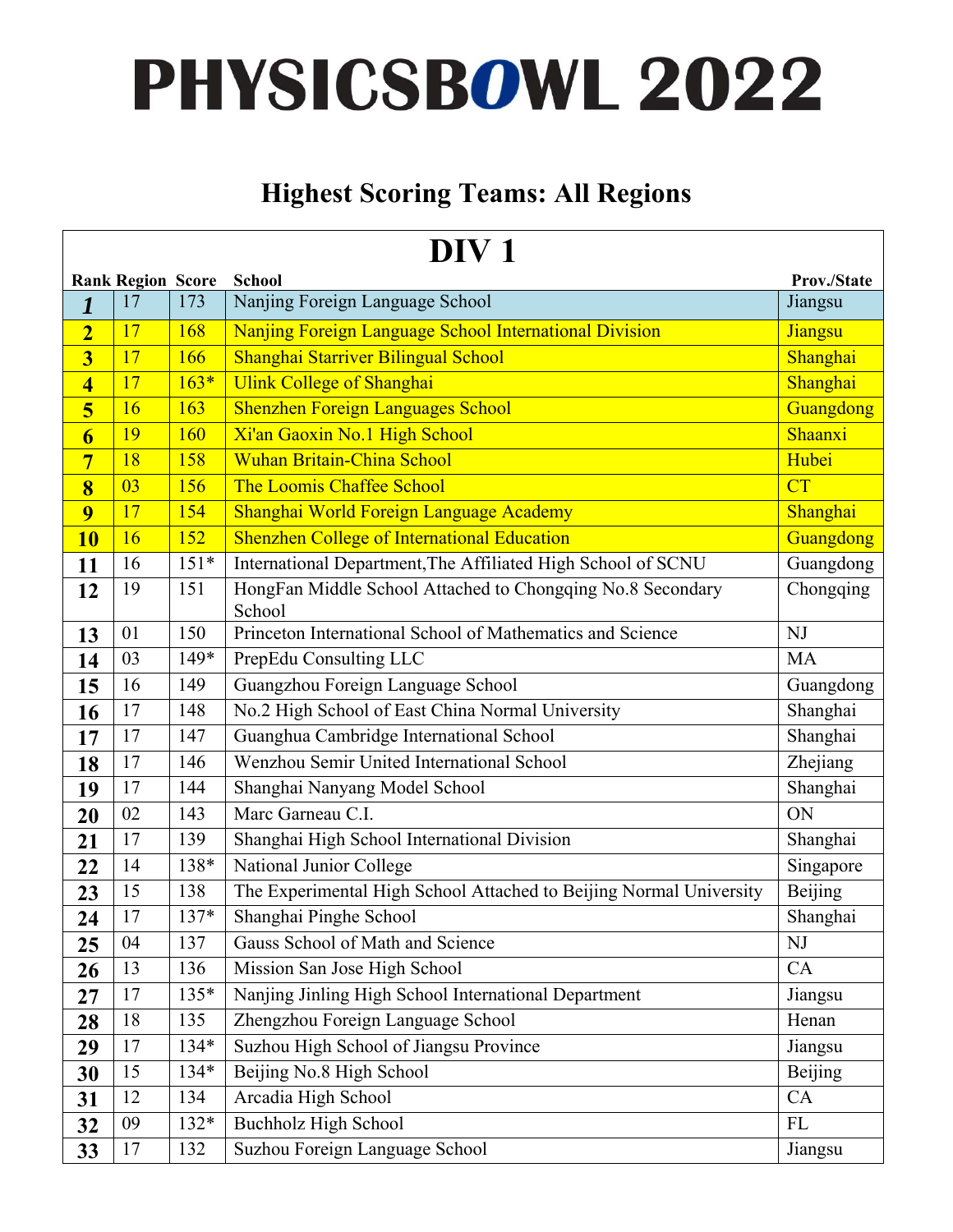# PHYSICSBOWL 2022

## Highest Scoring Teams: All Regions

### DIV 1

| Rank | Region | Score | School | Prov./State |
|---|---|---|---|---|
| ***1*** | 17 | 173 | Nanjing Foreign Language School | Jiangsu |
| **2** | 17 | 168 | Nanjing Foreign Language School International Division | Jiangsu |
| **3** | 17 | 166 | Shanghai Starriver Bilingual School | Shanghai |
| **4** | 17 | 163* | Ulink College of Shanghai | Shanghai |
| **5** | 16 | 163 | Shenzhen Foreign Languages School | Guangdong |
| **6** | 19 | 160 | Xi'an Gaoxin No.1 High School | Shaanxi |
| **7** | 18 | 158 | Wuhan Britain-China School | Hubei |
| **8** | 03 | 156 | The Loomis Chaffee School | CT |
| **9** | 17 | 154 | Shanghai World Foreign Language Academy | Shanghai |
| **10** | 16 | 152 | Shenzhen College of International Education | Guangdong |
| **11** | 16 | 151* | International Department,The Affiliated High School of SCNU | Guangdong |
| **12** | 19 | 151 | HongFan Middle School Attached to Chongqing No.8 Secondary School | Chongqing |
| **13** | 01 | 150 | Princeton International School of Mathematics and Science | NJ |
| **14** | 03 | 149* | PrepEdu Consulting LLC | MA |
| **15** | 16 | 149 | Guangzhou Foreign Language School | Guangdong |
| **16** | 17 | 148 | No.2 High School of East China Normal University | Shanghai |
| **17** | 17 | 147 | Guanghua Cambridge International School | Shanghai |
| **18** | 17 | 146 | Wenzhou Semir United International School | Zhejiang |
| **19** | 17 | 144 | Shanghai Nanyang Model School | Shanghai |
| **20** | 02 | 143 | Marc Garneau C.I. | ON |
| **21** | 17 | 139 | Shanghai High School International Division | Shanghai |
| **22** | 14 | 138* | National Junior College | Singapore |
| **23** | 15 | 138 | The Experimental High School Attached to Beijing Normal University | Beijing |
| **24** | 17 | 137* | Shanghai Pinghe School | Shanghai |
| **25** | 04 | 137 | Gauss School of Math and Science | NJ |
| **26** | 13 | 136 | Mission San Jose High School | CA |
| **27** | 17 | 135* | Nanjing Jinling High School International Department | Jiangsu |
| **28** | 18 | 135 | Zhengzhou Foreign Language School | Henan |
| **29** | 17 | 134* | Suzhou High School of Jiangsu Province | Jiangsu |
| **30** | 15 | 134* | Beijing No.8 High School | Beijing |
| **31** | 12 | 134 | Arcadia High School | CA |
| **32** | 09 | 132* | Buchholz High School | FL |
| **33** | 17 | 132 | Suzhou Foreign Language School | Jiangsu |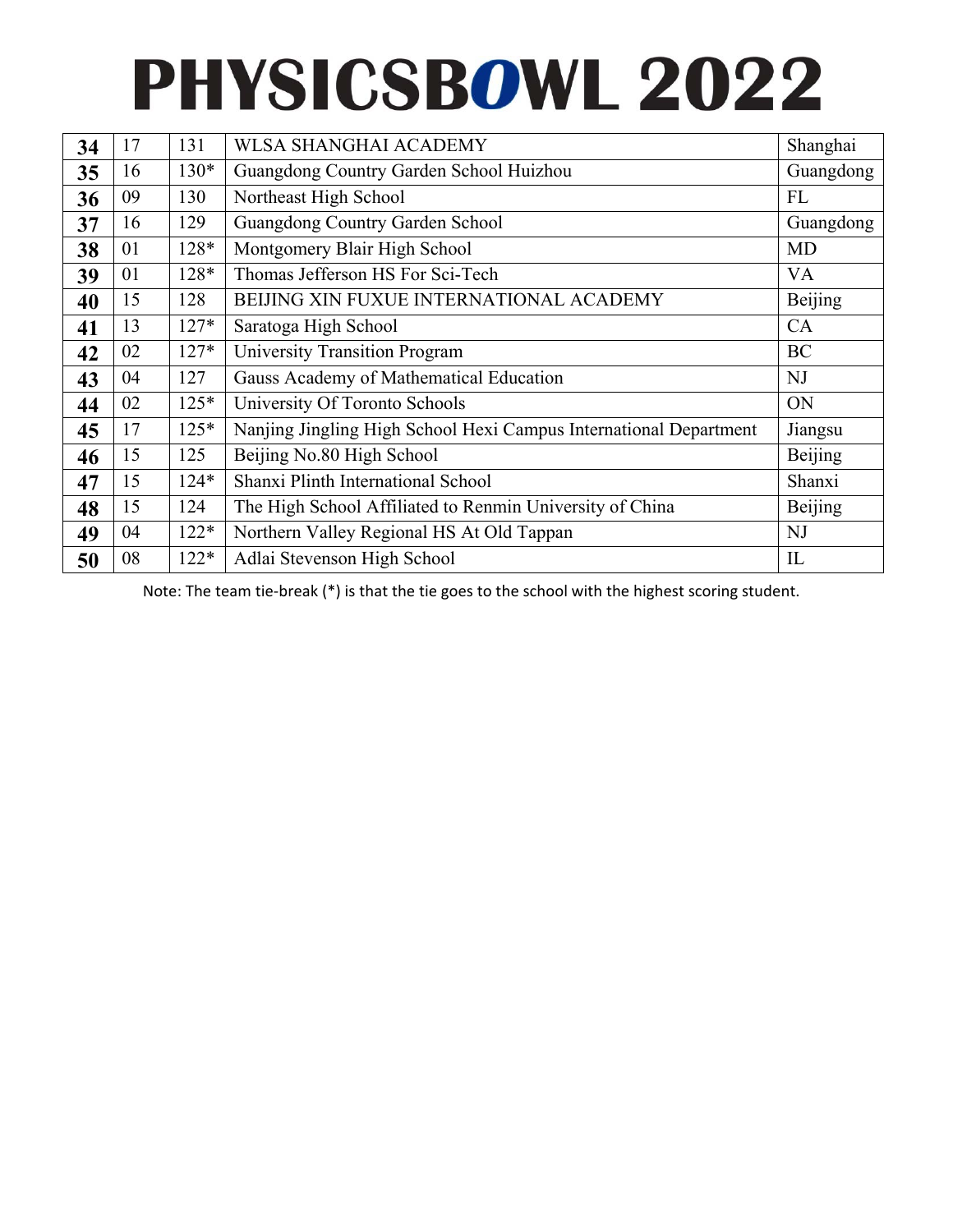# PHYSICSBOWL 2022

| | | | | |
|---|---|---|---|---|
| **34** | 17 | 131 | WLSA SHANGHAI ACADEMY | Shanghai |
| **35** | 16 | 130* | Guangdong Country Garden School Huizhou | Guangdong |
| **36** | 09 | 130 | Northeast High School | FL |
| **37** | 16 | 129 | Guangdong Country Garden School | Guangdong |
| **38** | 01 | 128* | Montgomery Blair High School | MD |
| **39** | 01 | 128* | Thomas Jefferson HS For Sci-Tech | VA |
| **40** | 15 | 128 | BEIJING XIN FUXUE INTERNATIONAL ACADEMY | Beijing |
| **41** | 13 | 127* | Saratoga High School | CA |
| **42** | 02 | 127* | University Transition Program | BC |
| **43** | 04 | 127 | Gauss Academy of Mathematical Education | NJ |
| **44** | 02 | 125* | University Of Toronto Schools | ON |
| **45** | 17 | 125* | Nanjing Jingling High School Hexi Campus International Department | Jiangsu |
| **46** | 15 | 125 | Beijing No.80 High School | Beijing |
| **47** | 15 | 124* | Shanxi Plinth International School | Shanxi |
| **48** | 15 | 124 | The High School Affiliated to Renmin University of China | Beijing |
| **49** | 04 | 122* | Northern Valley Regional HS At Old Tappan | NJ |
| **50** | 08 | 122* | Adlai Stevenson High School | IL |

Note: The team tie-break (*) is that the tie goes to the school with the highest scoring student.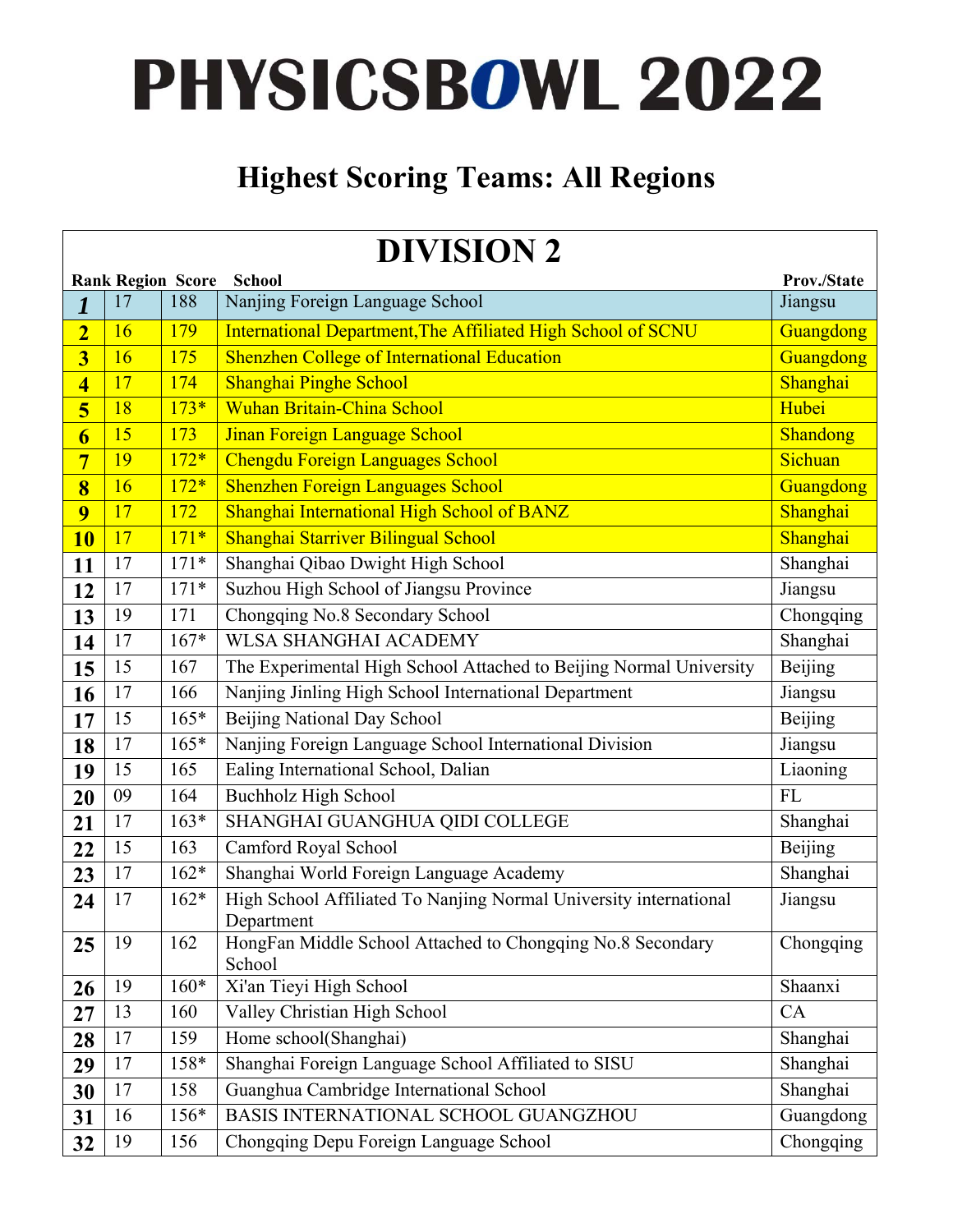# PHYSICSBOWL 2022

## Highest Scoring Teams: All Regions

### DIVISION 2

| Rank | Region | Score | School | Prov./State |
|---|---|---|---|---|
| 1 | 17 | 188 | Nanjing Foreign Language School | Jiangsu |
| 2 | 16 | 179 | International Department,The Affiliated High School of SCNU | Guangdong |
| 3 | 16 | 175 | Shenzhen College of International Education | Guangdong |
| 4 | 17 | 174 | Shanghai Pinghe School | Shanghai |
| 5 | 18 | 173* | Wuhan Britain-China School | Hubei |
| 6 | 15 | 173 | Jinan Foreign Language School | Shandong |
| 7 | 19 | 172* | Chengdu Foreign Languages School | Sichuan |
| 8 | 16 | 172* | Shenzhen Foreign Languages School | Guangdong |
| 9 | 17 | 172 | Shanghai International High School of BANZ | Shanghai |
| 10 | 17 | 171* | Shanghai Starriver Bilingual School | Shanghai |
| 11 | 17 | 171* | Shanghai Qibao Dwight High School | Shanghai |
| 12 | 17 | 171* | Suzhou High School of Jiangsu Province | Jiangsu |
| 13 | 19 | 171 | Chongqing No.8 Secondary School | Chongqing |
| 14 | 17 | 167* | WLSA SHANGHAI ACADEMY | Shanghai |
| 15 | 15 | 167 | The Experimental High School Attached to Beijing Normal University | Beijing |
| 16 | 17 | 166 | Nanjing Jinling High School International Department | Jiangsu |
| 17 | 15 | 165* | Beijing National Day School | Beijing |
| 18 | 17 | 165* | Nanjing Foreign Language School International Division | Jiangsu |
| 19 | 15 | 165 | Ealing International School, Dalian | Liaoning |
| 20 | 09 | 164 | Buchholz High School | FL |
| 21 | 17 | 163* | SHANGHAI GUANGHUA QIDI COLLEGE | Shanghai |
| 22 | 15 | 163 | Camford Royal School | Beijing |
| 23 | 17 | 162* | Shanghai World Foreign Language Academy | Shanghai |
| 24 | 17 | 162* | High School Affiliated To Nanjing Normal University international Department | Jiangsu |
| 25 | 19 | 162 | HongFan Middle School Attached to Chongqing No.8 Secondary School | Chongqing |
| 26 | 19 | 160* | Xi'an Tieyi High School | Shaanxi |
| 27 | 13 | 160 | Valley Christian High School | CA |
| 28 | 17 | 159 | Home school(Shanghai) | Shanghai |
| 29 | 17 | 158* | Shanghai Foreign Language School Affiliated to SISU | Shanghai |
| 30 | 17 | 158 | Guanghua Cambridge International School | Shanghai |
| 31 | 16 | 156* | BASIS INTERNATIONAL SCHOOL GUANGZHOU | Guangdong |
| 32 | 19 | 156 | Chongqing Depu Foreign Language School | Chongqing |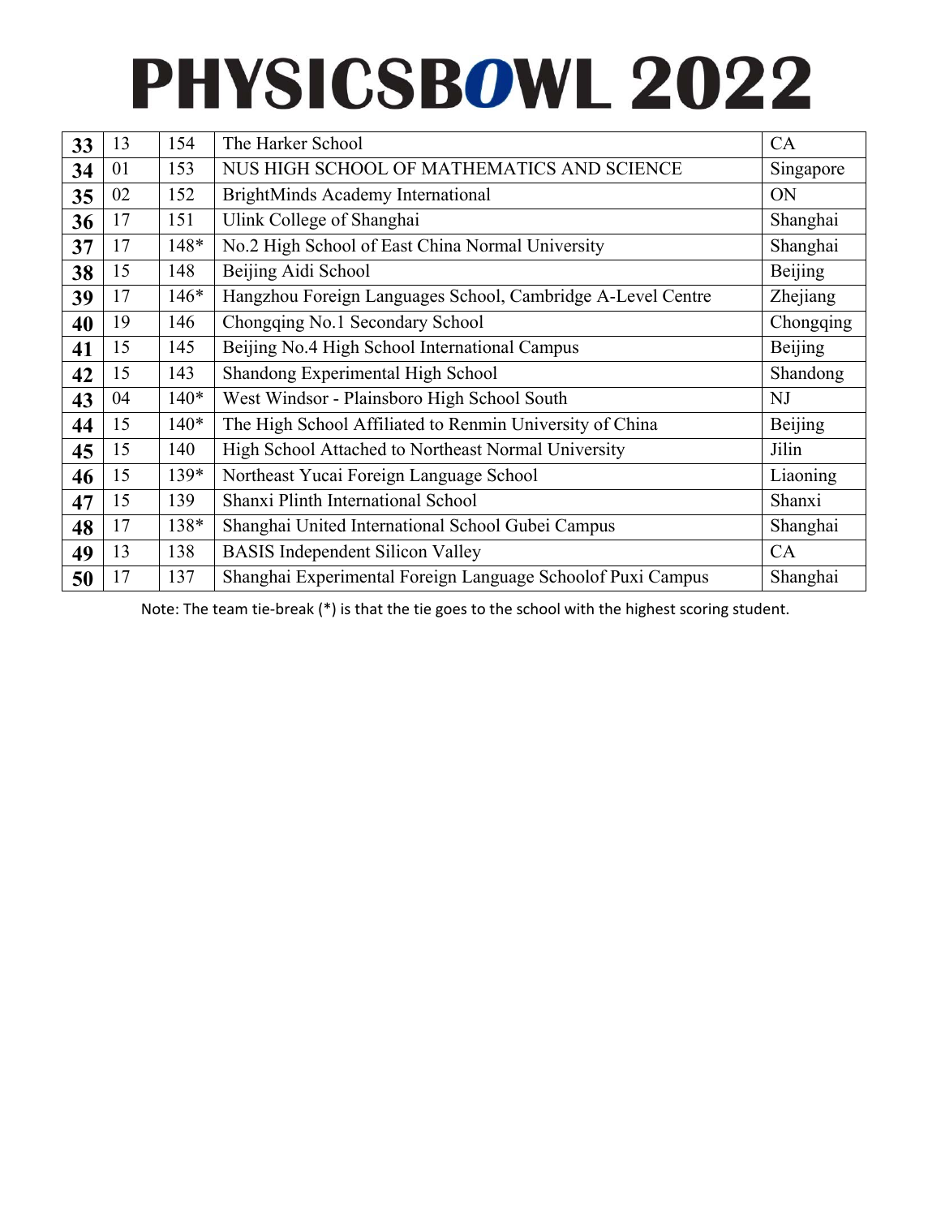# PHYSICSBOWL 2022

| | | | | |
|---|---|---|---|---|
| **33** | 13 | 154 | The Harker School | CA |
| **34** | 01 | 153 | NUS HIGH SCHOOL OF MATHEMATICS AND SCIENCE | Singapore |
| **35** | 02 | 152 | BrightMinds Academy International | ON |
| **36** | 17 | 151 | Ulink College of Shanghai | Shanghai |
| **37** | 17 | 148* | No.2 High School of East China Normal University | Shanghai |
| **38** | 15 | 148 | Beijing Aidi School | Beijing |
| **39** | 17 | 146* | Hangzhou Foreign Languages School, Cambridge A-Level Centre | Zhejiang |
| **40** | 19 | 146 | Chongqing No.1 Secondary School | Chongqing |
| **41** | 15 | 145 | Beijing No.4 High School International Campus | Beijing |
| **42** | 15 | 143 | Shandong Experimental High School | Shandong |
| **43** | 04 | 140* | West Windsor - Plainsboro High School South | NJ |
| **44** | 15 | 140* | The High School Affiliated to Renmin University of China | Beijing |
| **45** | 15 | 140 | High School Attached to Northeast Normal University | Jilin |
| **46** | 15 | 139* | Northeast Yucai Foreign Language School | Liaoning |
| **47** | 15 | 139 | Shanxi Plinth International School | Shanxi |
| **48** | 17 | 138* | Shanghai United International School Gubei Campus | Shanghai |
| **49** | 13 | 138 | BASIS Independent Silicon Valley | CA |
| **50** | 17 | 137 | Shanghai Experimental Foreign Language Schoolof Puxi Campus | Shanghai |

Note: The team tie-break (*) is that the tie goes to the school with the highest scoring student.